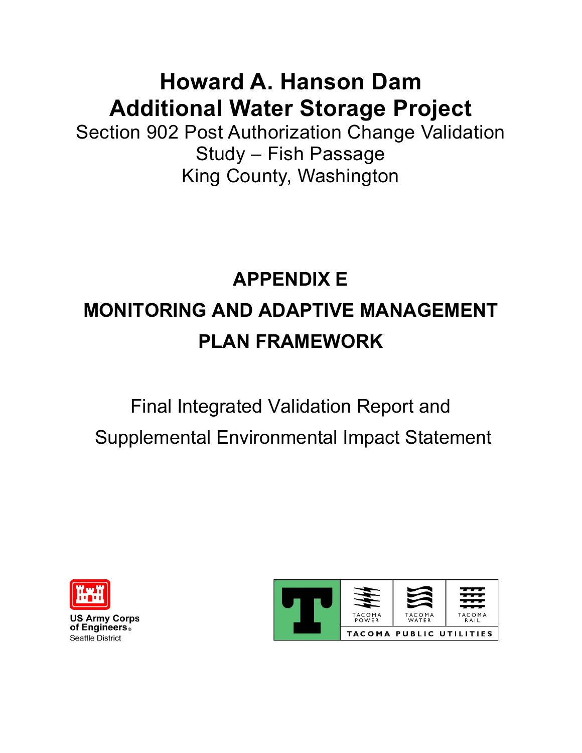# Howard A. Hanson Dam
# Additional Water Storage Project

Section 902 Post Authorization Change Validation Study – Fish Passage
King County, Washington

## APPENDIX E
## MONITORING AND ADAPTIVE MANAGEMENT PLAN FRAMEWORK

Final Integrated Validation Report and
Supplemental Environmental Impact Statement

US Army Corps of Engineers®
Seattle District

TACOMA POWER | TACOMA WATER | TACOMA RAIL
TACOMA PUBLIC UTILITIES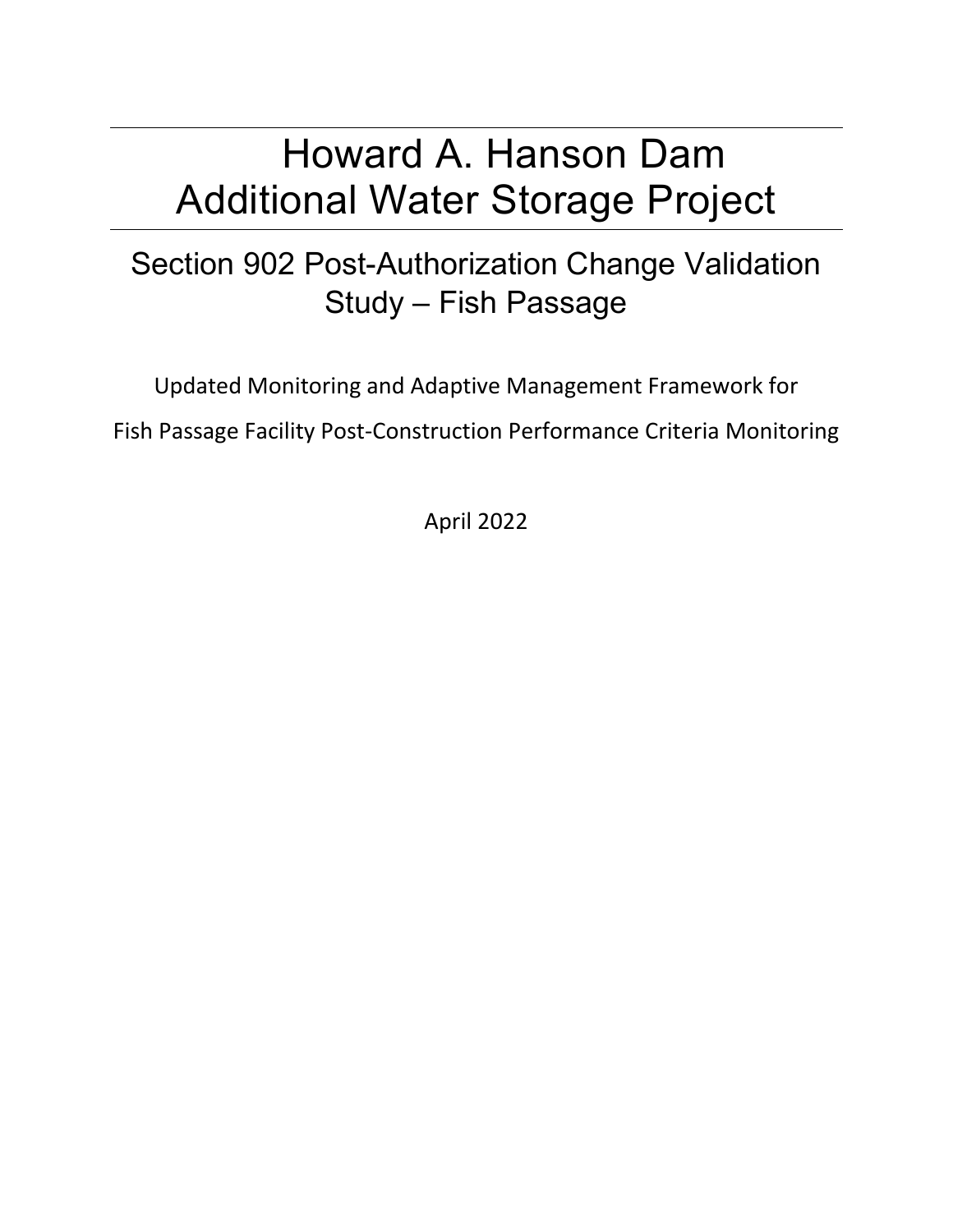# Howard A. Hanson Dam Additional Water Storage Project

## Section 902 Post-Authorization Change Validation Study – Fish Passage

Updated Monitoring and Adaptive Management Framework for

Fish Passage Facility Post-Construction Performance Criteria Monitoring

April 2022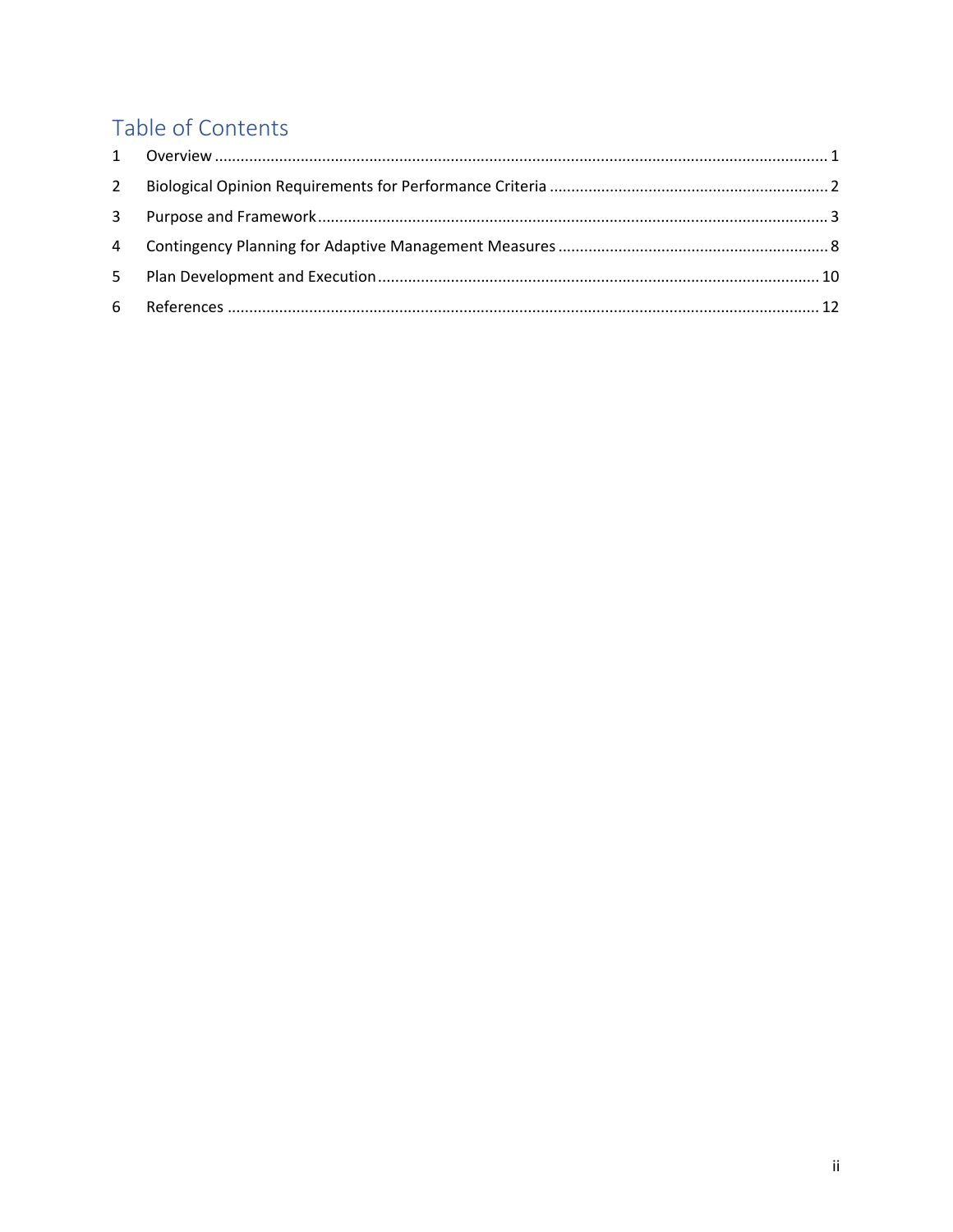# Table of Contents

| | | |
|---|---|---|
| 1 | Overview | 1 |
| 2 | Biological Opinion Requirements for Performance Criteria | 2 |
| 3 | Purpose and Framework | 3 |
| 4 | Contingency Planning for Adaptive Management Measures | 8 |
| 5 | Plan Development and Execution | 10 |
| 6 | References | 12 |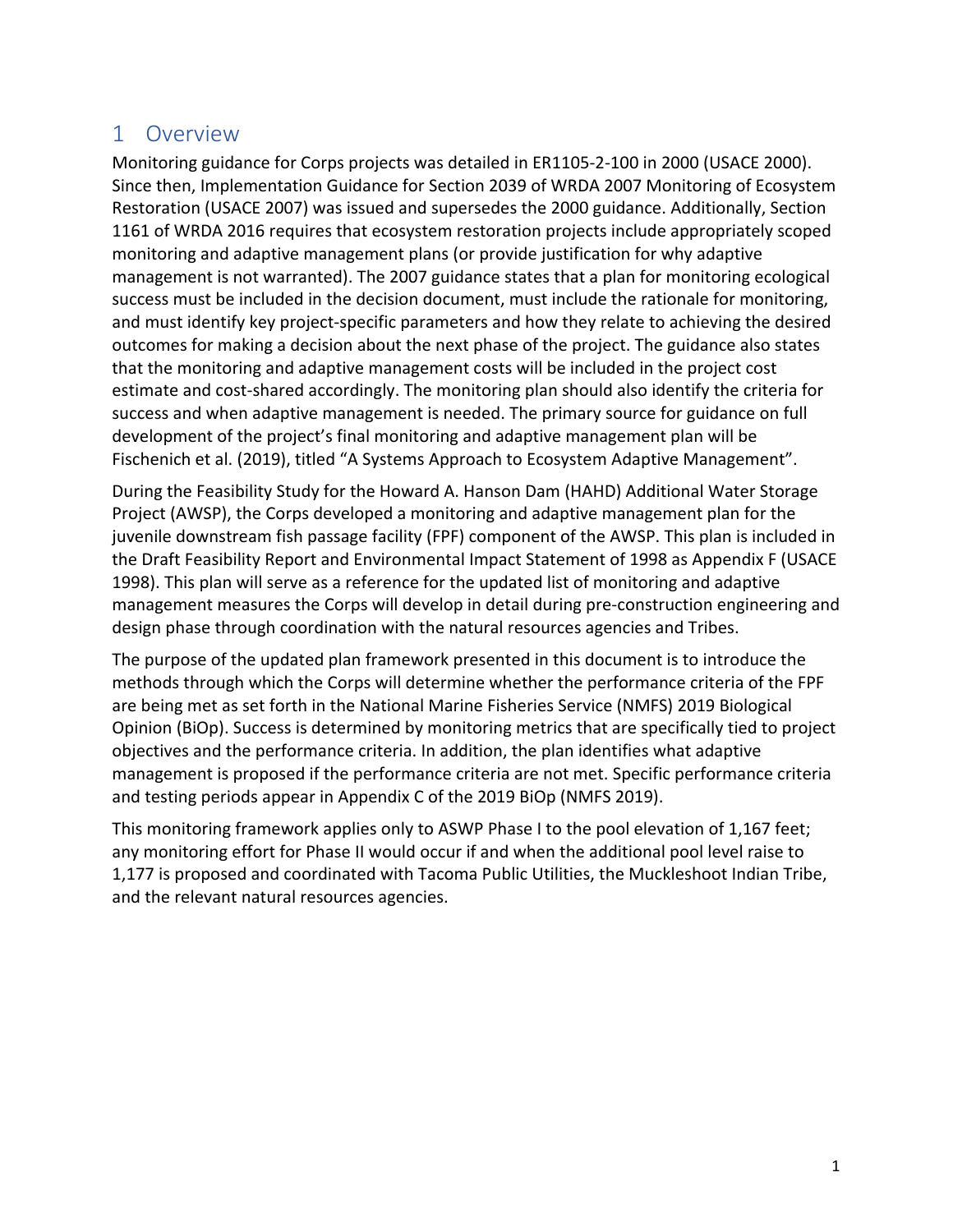# 1 Overview

Monitoring guidance for Corps projects was detailed in ER1105-2-100 in 2000 (USACE 2000). Since then, Implementation Guidance for Section 2039 of WRDA 2007 Monitoring of Ecosystem Restoration (USACE 2007) was issued and supersedes the 2000 guidance. Additionally, Section 1161 of WRDA 2016 requires that ecosystem restoration projects include appropriately scoped monitoring and adaptive management plans (or provide justification for why adaptive management is not warranted). The 2007 guidance states that a plan for monitoring ecological success must be included in the decision document, must include the rationale for monitoring, and must identify key project-specific parameters and how they relate to achieving the desired outcomes for making a decision about the next phase of the project. The guidance also states that the monitoring and adaptive management costs will be included in the project cost estimate and cost-shared accordingly. The monitoring plan should also identify the criteria for success and when adaptive management is needed. The primary source for guidance on full development of the project's final monitoring and adaptive management plan will be Fischenich et al. (2019), titled "A Systems Approach to Ecosystem Adaptive Management".

During the Feasibility Study for the Howard A. Hanson Dam (HAHD) Additional Water Storage Project (AWSP), the Corps developed a monitoring and adaptive management plan for the juvenile downstream fish passage facility (FPF) component of the AWSP. This plan is included in the Draft Feasibility Report and Environmental Impact Statement of 1998 as Appendix F (USACE 1998). This plan will serve as a reference for the updated list of monitoring and adaptive management measures the Corps will develop in detail during pre-construction engineering and design phase through coordination with the natural resources agencies and Tribes.

The purpose of the updated plan framework presented in this document is to introduce the methods through which the Corps will determine whether the performance criteria of the FPF are being met as set forth in the National Marine Fisheries Service (NMFS) 2019 Biological Opinion (BiOp). Success is determined by monitoring metrics that are specifically tied to project objectives and the performance criteria. In addition, the plan identifies what adaptive management is proposed if the performance criteria are not met. Specific performance criteria and testing periods appear in Appendix C of the 2019 BiOp (NMFS 2019).

This monitoring framework applies only to ASWP Phase I to the pool elevation of 1,167 feet; any monitoring effort for Phase II would occur if and when the additional pool level raise to 1,177 is proposed and coordinated with Tacoma Public Utilities, the Muckleshoot Indian Tribe, and the relevant natural resources agencies.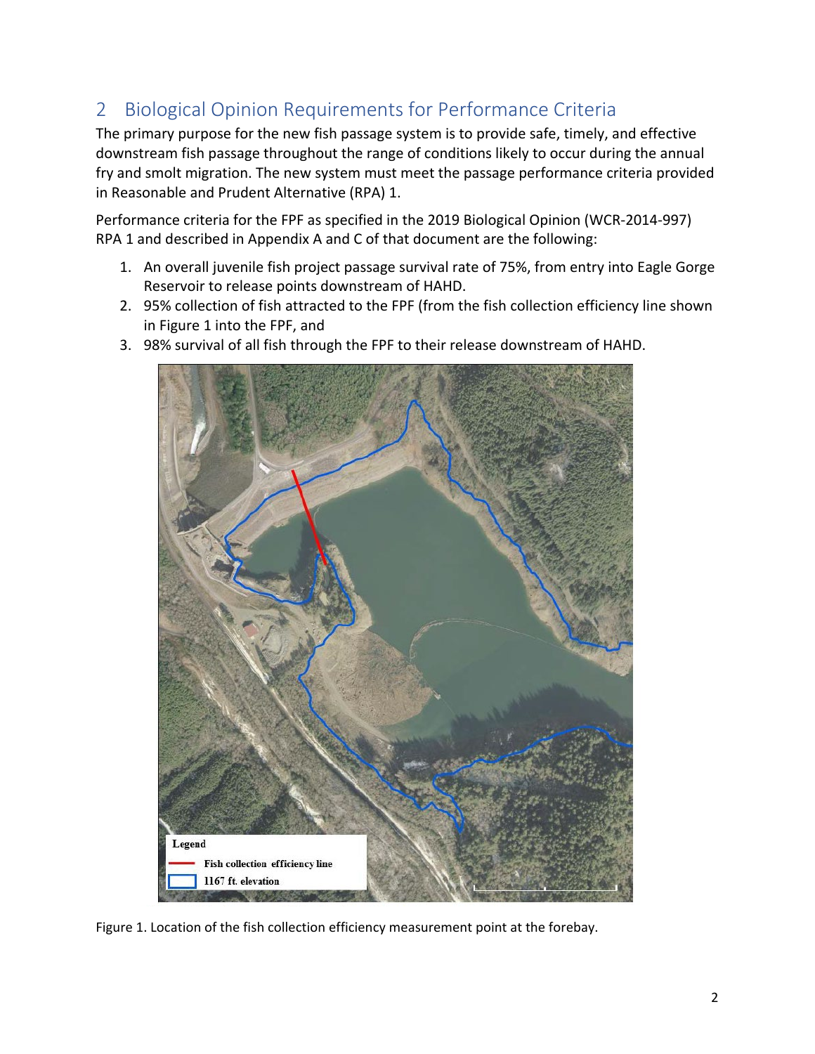## 2 Biological Opinion Requirements for Performance Criteria

The primary purpose for the new fish passage system is to provide safe, timely, and effective downstream fish passage throughout the range of conditions likely to occur during the annual fry and smolt migration. The new system must meet the passage performance criteria provided in Reasonable and Prudent Alternative (RPA) 1.

Performance criteria for the FPF as specified in the 2019 Biological Opinion (WCR-2014-997) RPA 1 and described in Appendix A and C of that document are the following:

1. An overall juvenile fish project passage survival rate of 75%, from entry into Eagle Gorge Reservoir to release points downstream of HAHD.
2. 95% collection of fish attracted to the FPF (from the fish collection efficiency line shown in Figure 1 into the FPF, and
3. 98% survival of all fish through the FPF to their release downstream of HAHD.

Figure 1. Location of the fish collection efficiency measurement point at the forebay.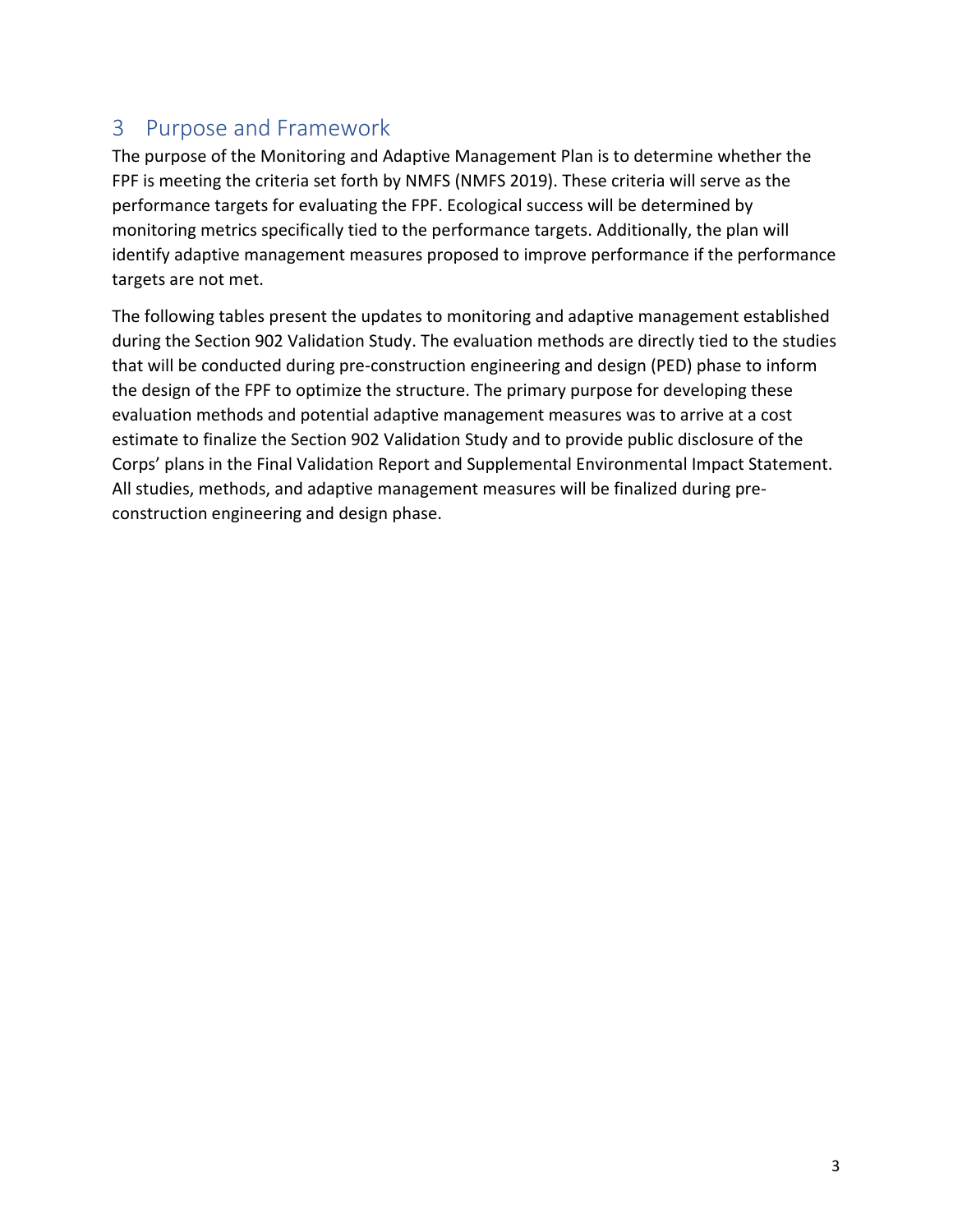# 3 Purpose and Framework

The purpose of the Monitoring and Adaptive Management Plan is to determine whether the FPF is meeting the criteria set forth by NMFS (NMFS 2019). These criteria will serve as the performance targets for evaluating the FPF. Ecological success will be determined by monitoring metrics specifically tied to the performance targets. Additionally, the plan will identify adaptive management measures proposed to improve performance if the performance targets are not met.

The following tables present the updates to monitoring and adaptive management established during the Section 902 Validation Study. The evaluation methods are directly tied to the studies that will be conducted during pre-construction engineering and design (PED) phase to inform the design of the FPF to optimize the structure. The primary purpose for developing these evaluation methods and potential adaptive management measures was to arrive at a cost estimate to finalize the Section 902 Validation Study and to provide public disclosure of the Corps' plans in the Final Validation Report and Supplemental Environmental Impact Statement. All studies, methods, and adaptive management measures will be finalized during pre-construction engineering and design phase.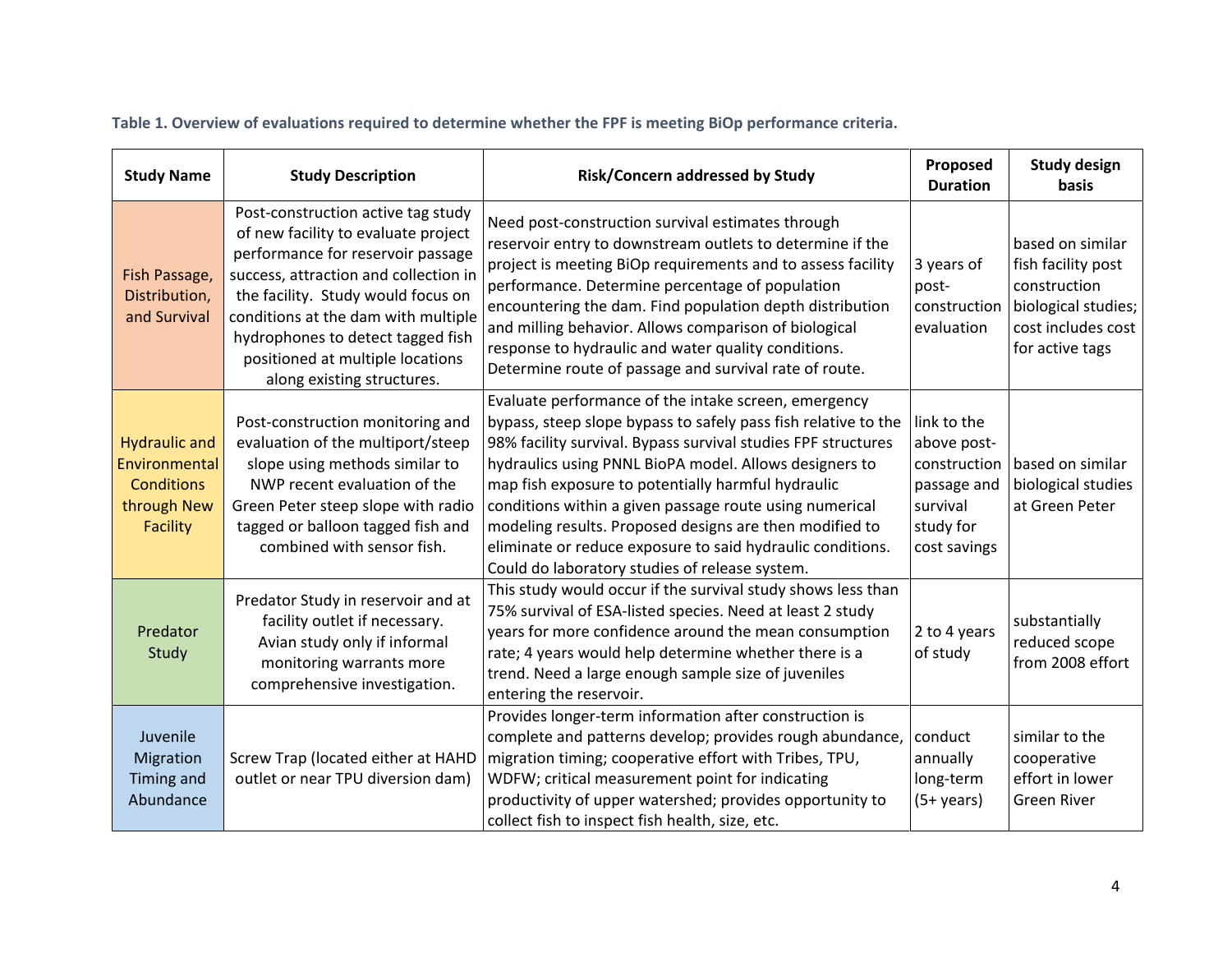**Table 1. Overview of evaluations required to determine whether the FPF is meeting BiOp performance criteria.**

| Study Name | Study Description | Risk/Concern addressed by Study | Proposed Duration | Study design basis |
|---|---|---|---|---|
| Fish Passage, Distribution, and Survival | Post-construction active tag study of new facility to evaluate project performance for reservoir passage success, attraction and collection in the facility. Study would focus on conditions at the dam with multiple hydrophones to detect tagged fish positioned at multiple locations along existing structures. | Need post-construction survival estimates through reservoir entry to downstream outlets to determine if the project is meeting BiOp requirements and to assess facility performance. Determine percentage of population encountering the dam. Find population depth distribution and milling behavior. Allows comparison of biological response to hydraulic and water quality conditions. Determine route of passage and survival rate of route. | 3 years of post-construction evaluation | based on similar fish facility post construction biological studies; cost includes cost for active tags |
| Hydraulic and Environmental Conditions through New Facility | Post-construction monitoring and evaluation of the multiport/steep slope using methods similar to NWP recent evaluation of the Green Peter steep slope with radio tagged or balloon tagged fish and combined with sensor fish. | Evaluate performance of the intake screen, emergency bypass, steep slope bypass to safely pass fish relative to the 98% facility survival. Bypass survival studies FPF structures hydraulics using PNNL BioPA model. Allows designers to map fish exposure to potentially harmful hydraulic conditions within a given passage route using numerical modeling results. Proposed designs are then modified to eliminate or reduce exposure to said hydraulic conditions. Could do laboratory studies of release system. | link to the above post-construction passage and survival study for cost savings | based on similar biological studies at Green Peter |
| Predator Study | Predator Study in reservoir and at facility outlet if necessary. Avian study only if informal monitoring warrants more comprehensive investigation. | This study would occur if the survival study shows less than 75% survival of ESA-listed species. Need at least 2 study years for more confidence around the mean consumption rate; 4 years would help determine whether there is a trend. Need a large enough sample size of juveniles entering the reservoir. | 2 to 4 years of study | substantially reduced scope from 2008 effort |
| Juvenile Migration Timing and Abundance | Screw Trap (located either at HAHD outlet or near TPU diversion dam) | Provides longer-term information after construction is complete and patterns develop; provides rough abundance, migration timing; cooperative effort with Tribes, TPU, WDFW; critical measurement point for indicating productivity of upper watershed; provides opportunity to collect fish to inspect fish health, size, etc. | conduct annually long-term (5+ years) | similar to the cooperative effort in lower Green River |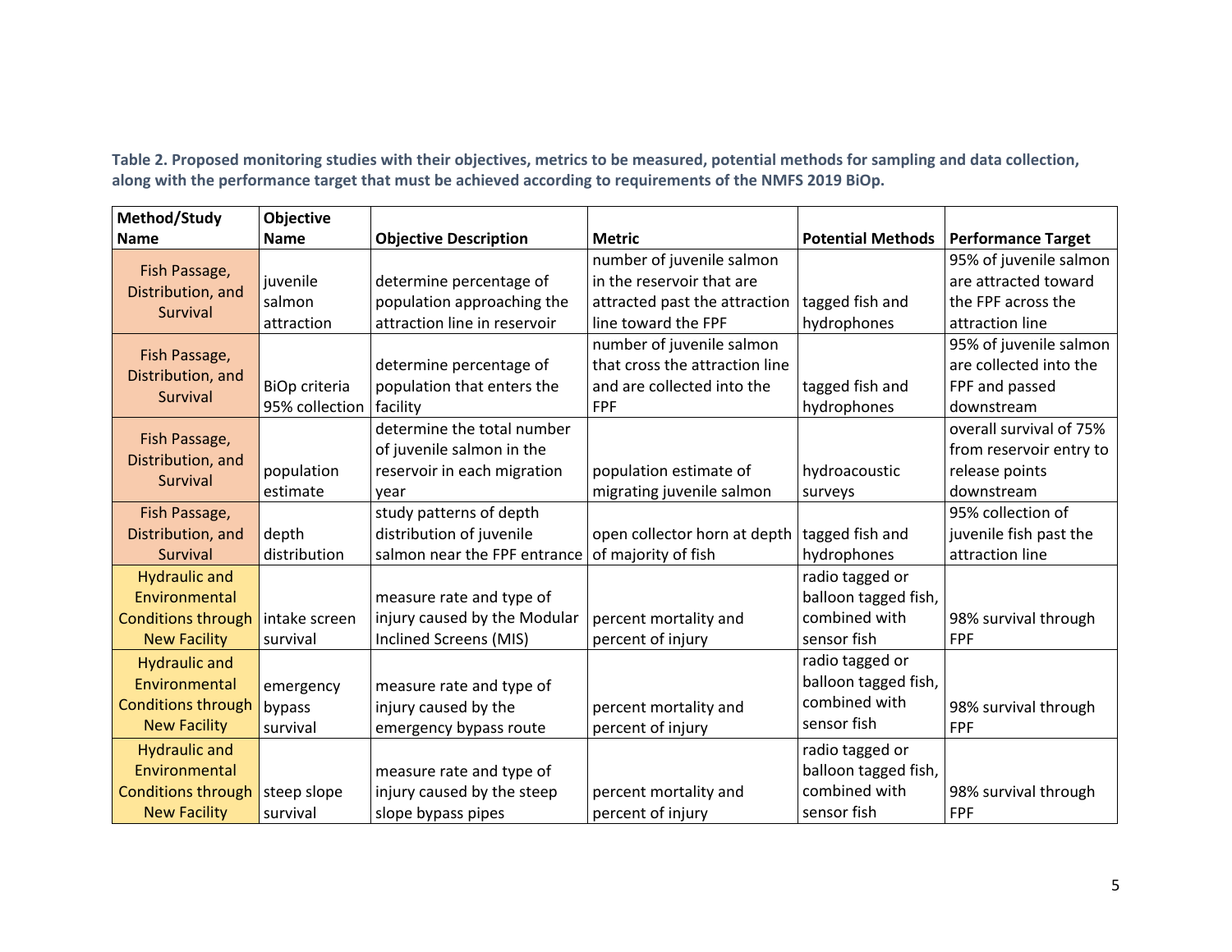**Table 2. Proposed monitoring studies with their objectives, metrics to be measured, potential methods for sampling and data collection, along with the performance target that must be achieved according to requirements of the NMFS 2019 BiOp.**

| Method/Study Name | Objective Name | Objective Description | Metric | Potential Methods | Performance Target |
|---|---|---|---|---|---|
| Fish Passage, Distribution, and Survival | juvenile salmon attraction | determine percentage of population approaching the attraction line in reservoir | number of juvenile salmon in the reservoir that are attracted past the attraction line toward the FPF | tagged fish and hydrophones | 95% of juvenile salmon are attracted toward the FPF across the attraction line |
| Fish Passage, Distribution, and Survival | BiOp criteria 95% collection | determine percentage of population that enters the facility | number of juvenile salmon that cross the attraction line and are collected into the FPF | tagged fish and hydrophones | 95% of juvenile salmon are collected into the FPF and passed downstream |
| Fish Passage, Distribution, and Survival | population estimate | determine the total number of juvenile salmon in the reservoir in each migration year | population estimate of migrating juvenile salmon | hydroacoustic surveys | overall survival of 75% from reservoir entry to release points downstream |
| Fish Passage, Distribution, and Survival | depth distribution | study patterns of depth distribution of juvenile salmon near the FPF entrance | open collector horn at depth of majority of fish | tagged fish and hydrophones | 95% collection of juvenile fish past the attraction line |
| Hydraulic and Environmental Conditions through New Facility | intake screen survival | measure rate and type of injury caused by the Modular Inclined Screens (MIS) | percent mortality and percent of injury | radio tagged or balloon tagged fish, combined with sensor fish | 98% survival through FPF |
| Hydraulic and Environmental Conditions through New Facility | emergency bypass survival | measure rate and type of injury caused by the emergency bypass route | percent mortality and percent of injury | radio tagged or balloon tagged fish, combined with sensor fish | 98% survival through FPF |
| Hydraulic and Environmental Conditions through New Facility | steep slope survival | measure rate and type of injury caused by the steep slope bypass pipes | percent mortality and percent of injury | radio tagged or balloon tagged fish, combined with sensor fish | 98% survival through FPF |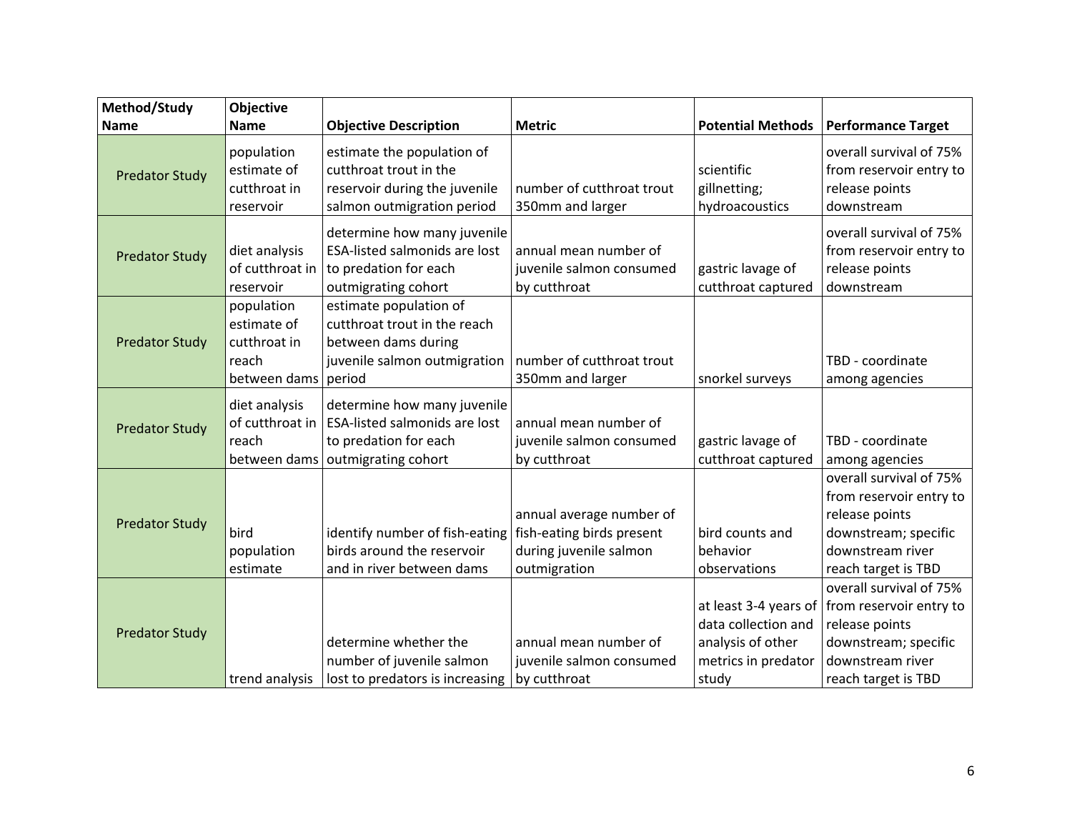| Method/Study Name | Objective Name | Objective Description | Metric | Potential Methods | Performance Target |
|---|---|---|---|---|---|
| Predator Study | population estimate of cutthroat in reservoir | estimate the population of cutthroat trout in the reservoir during the juvenile salmon outmigration period | number of cutthroat trout 350mm and larger | scientific gillnetting; hydroacoustics | overall survival of 75% from reservoir entry to release points downstream |
| Predator Study | diet analysis of cutthroat in reservoir | determine how many juvenile ESA-listed salmonids are lost to predation for each outmigrating cohort | annual mean number of juvenile salmon consumed by cutthroat | gastric lavage of cutthroat captured | overall survival of 75% from reservoir entry to release points downstream |
| Predator Study | population estimate of cutthroat in reach between dams | estimate population of cutthroat trout in the reach between dams during juvenile salmon outmigration period | number of cutthroat trout 350mm and larger | snorkel surveys | TBD - coordinate among agencies |
| Predator Study | diet analysis of cutthroat in reach between dams | determine how many juvenile ESA-listed salmonids are lost to predation for each outmigrating cohort | annual mean number of juvenile salmon consumed by cutthroat | gastric lavage of cutthroat captured | TBD - coordinate among agencies |
| Predator Study | bird population estimate | identify number of fish-eating birds around the reservoir and in river between dams | annual average number of fish-eating birds present during juvenile salmon outmigration | bird counts and behavior observations | overall survival of 75% from reservoir entry to release points downstream; specific downstream river reach target is TBD |
| Predator Study | trend analysis | determine whether the number of juvenile salmon lost to predators is increasing | annual mean number of juvenile salmon consumed by cutthroat | at least 3-4 years of data collection and analysis of other metrics in predator study | overall survival of 75% from reservoir entry to release points downstream; specific downstream river reach target is TBD |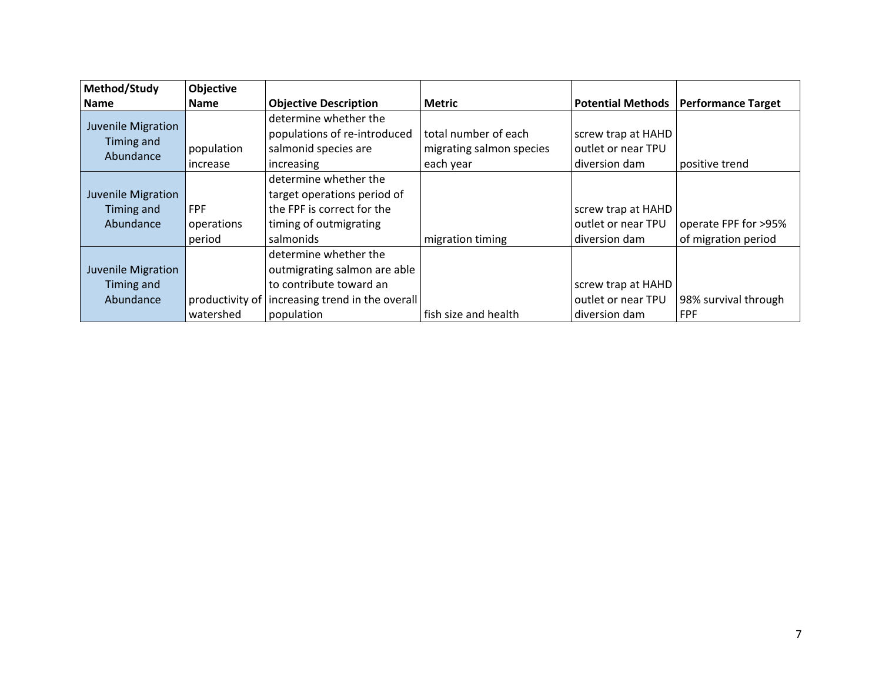| Method/Study Name | Objective Name | Objective Description | Metric | Potential Methods | Performance Target |
|---|---|---|---|---|---|
| Juvenile Migration Timing and Abundance | population increase | determine whether the populations of re-introduced salmonid species are increasing | total number of each migrating salmon species each year | screw trap at HAHD outlet or near TPU diversion dam | positive trend |
| Juvenile Migration Timing and Abundance | FPF operations period | determine whether the target operations period of the FPF is correct for the timing of outmigrating salmonids | migration timing | screw trap at HAHD outlet or near TPU diversion dam | operate FPF for >95% of migration period |
| Juvenile Migration Timing and Abundance | productivity of watershed | determine whether the outmigrating salmon are able to contribute toward an increasing trend in the overall population | fish size and health | screw trap at HAHD outlet or near TPU diversion dam | 98% survival through FPF |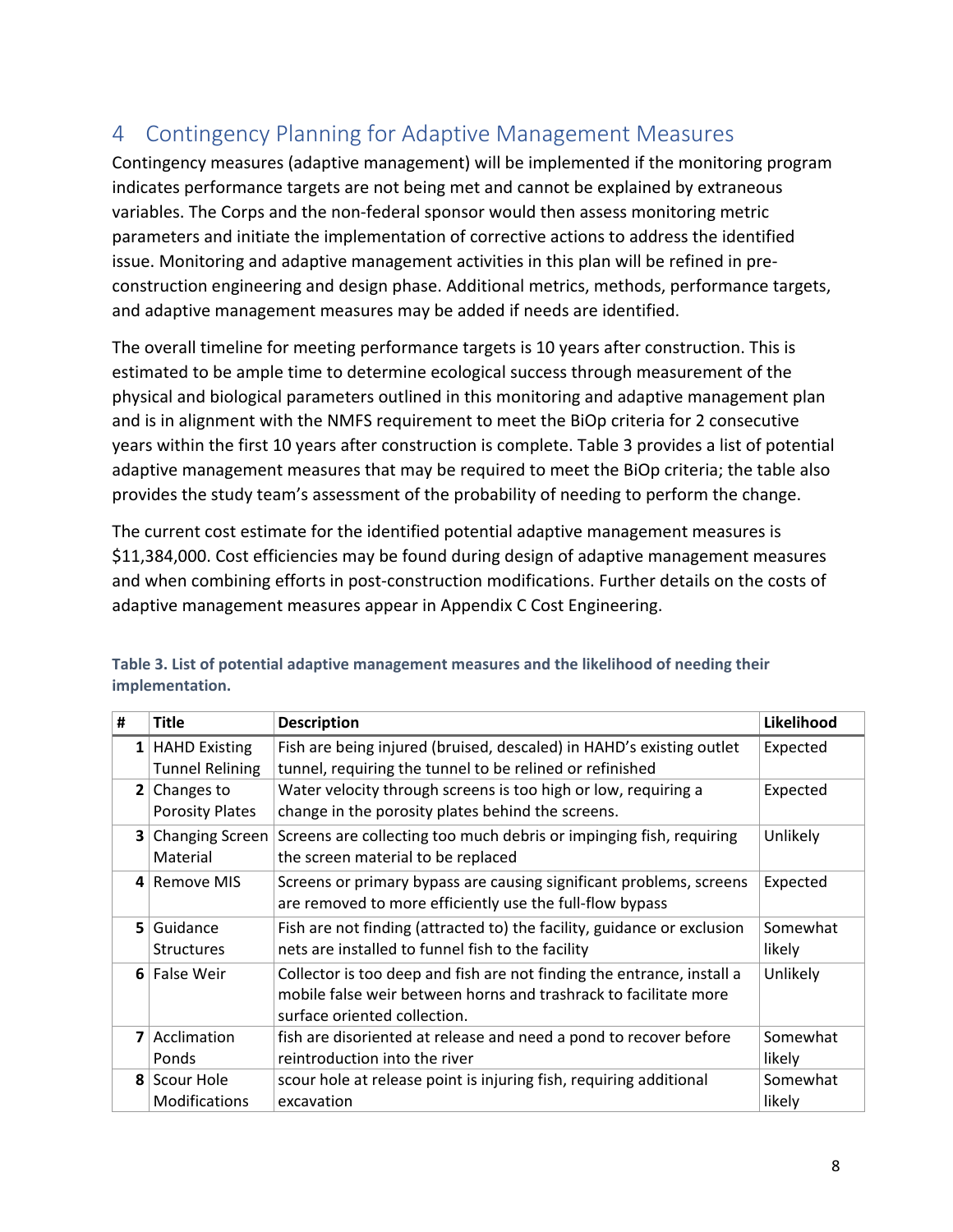# 4 Contingency Planning for Adaptive Management Measures

Contingency measures (adaptive management) will be implemented if the monitoring program indicates performance targets are not being met and cannot be explained by extraneous variables. The Corps and the non-federal sponsor would then assess monitoring metric parameters and initiate the implementation of corrective actions to address the identified issue. Monitoring and adaptive management activities in this plan will be refined in pre-construction engineering and design phase. Additional metrics, methods, performance targets, and adaptive management measures may be added if needs are identified.

The overall timeline for meeting performance targets is 10 years after construction. This is estimated to be ample time to determine ecological success through measurement of the physical and biological parameters outlined in this monitoring and adaptive management plan and is in alignment with the NMFS requirement to meet the BiOp criteria for 2 consecutive years within the first 10 years after construction is complete. Table 3 provides a list of potential adaptive management measures that may be required to meet the BiOp criteria; the table also provides the study team's assessment of the probability of needing to perform the change.

The current cost estimate for the identified potential adaptive management measures is $11,384,000. Cost efficiencies may be found during design of adaptive management measures and when combining efforts in post-construction modifications. Further details on the costs of adaptive management measures appear in Appendix C Cost Engineering.

**Table 3. List of potential adaptive management measures and the likelihood of needing their implementation.**

| # | Title | Description | Likelihood |
|---|---|---|---|
| 1 | HAHD Existing Tunnel Relining | Fish are being injured (bruised, descaled) in HAHD's existing outlet tunnel, requiring the tunnel to be relined or refinished | Expected |
| 2 | Changes to Porosity Plates | Water velocity through screens is too high or low, requiring a change in the porosity plates behind the screens. | Expected |
| 3 | Changing Screen Material | Screens are collecting too much debris or impinging fish, requiring the screen material to be replaced | Unlikely |
| 4 | Remove MIS | Screens or primary bypass are causing significant problems, screens are removed to more efficiently use the full-flow bypass | Expected |
| 5 | Guidance Structures | Fish are not finding (attracted to) the facility, guidance or exclusion nets are installed to funnel fish to the facility | Somewhat likely |
| 6 | False Weir | Collector is too deep and fish are not finding the entrance, install a mobile false weir between horns and trashrack to facilitate more surface oriented collection. | Unlikely |
| 7 | Acclimation Ponds | fish are disoriented at release and need a pond to recover before reintroduction into the river | Somewhat likely |
| 8 | Scour Hole Modifications | scour hole at release point is injuring fish, requiring additional excavation | Somewhat likely |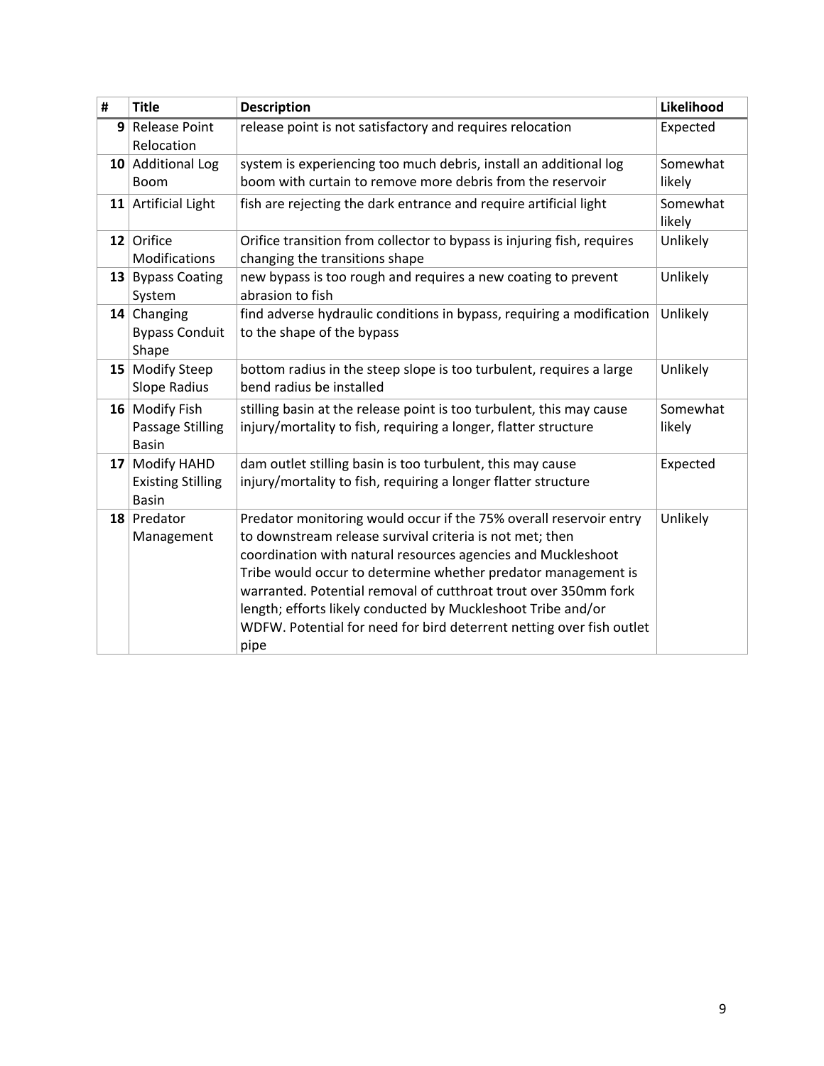| # | Title | Description | Likelihood |
|---|---|---|---|
| 9 | Release Point Relocation | release point is not satisfactory and requires relocation | Expected |
| 10 | Additional Log Boom | system is experiencing too much debris, install an additional log boom with curtain to remove more debris from the reservoir | Somewhat likely |
| 11 | Artificial Light | fish are rejecting the dark entrance and require artificial light | Somewhat likely |
| 12 | Orifice Modifications | Orifice transition from collector to bypass is injuring fish, requires changing the transitions shape | Unlikely |
| 13 | Bypass Coating System | new bypass is too rough and requires a new coating to prevent abrasion to fish | Unlikely |
| 14 | Changing Bypass Conduit Shape | find adverse hydraulic conditions in bypass, requiring a modification to the shape of the bypass | Unlikely |
| 15 | Modify Steep Slope Radius | bottom radius in the steep slope is too turbulent, requires a large bend radius be installed | Unlikely |
| 16 | Modify Fish Passage Stilling Basin | stilling basin at the release point is too turbulent, this may cause injury/mortality to fish, requiring a longer, flatter structure | Somewhat likely |
| 17 | Modify HAHD Existing Stilling Basin | dam outlet stilling basin is too turbulent, this may cause injury/mortality to fish, requiring a longer flatter structure | Expected |
| 18 | Predator Management | Predator monitoring would occur if the 75% overall reservoir entry to downstream release survival criteria is not met; then coordination with natural resources agencies and Muckleshoot Tribe would occur to determine whether predator management is warranted. Potential removal of cutthroat trout over 350mm fork length; efforts likely conducted by Muckleshoot Tribe and/or WDFW. Potential for need for bird deterrent netting over fish outlet pipe | Unlikely |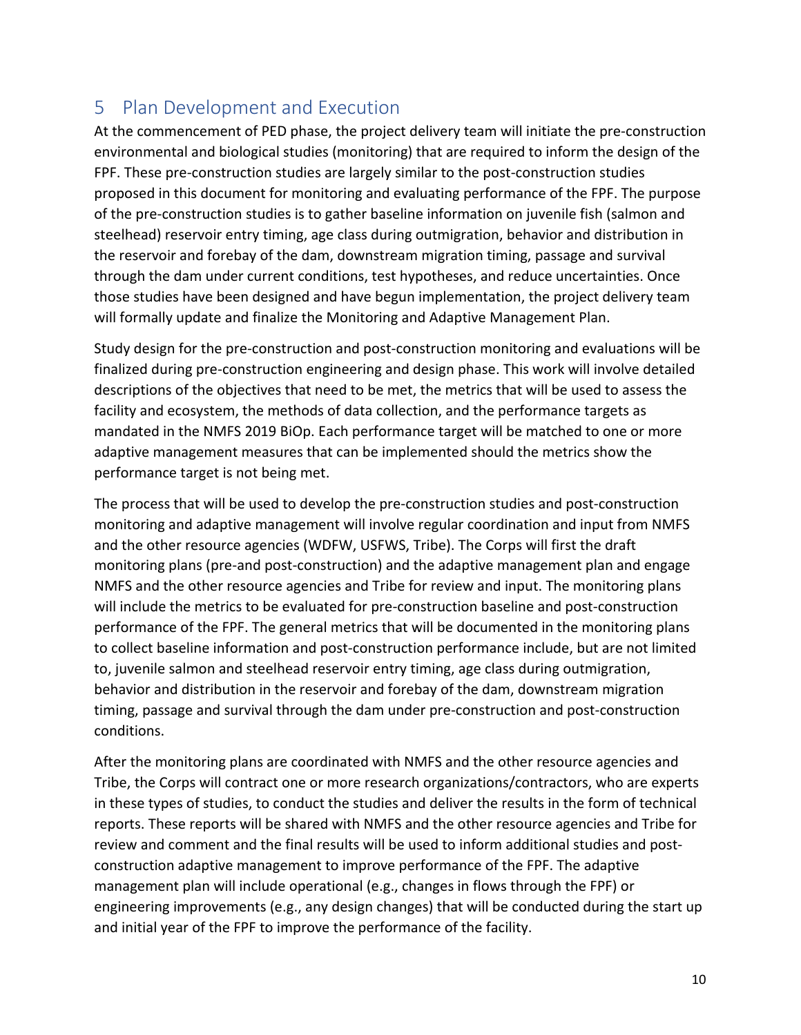# 5 Plan Development and Execution

At the commencement of PED phase, the project delivery team will initiate the pre-construction environmental and biological studies (monitoring) that are required to inform the design of the FPF. These pre-construction studies are largely similar to the post-construction studies proposed in this document for monitoring and evaluating performance of the FPF. The purpose of the pre-construction studies is to gather baseline information on juvenile fish (salmon and steelhead) reservoir entry timing, age class during outmigration, behavior and distribution in the reservoir and forebay of the dam, downstream migration timing, passage and survival through the dam under current conditions, test hypotheses, and reduce uncertainties. Once those studies have been designed and have begun implementation, the project delivery team will formally update and finalize the Monitoring and Adaptive Management Plan.

Study design for the pre-construction and post-construction monitoring and evaluations will be finalized during pre-construction engineering and design phase. This work will involve detailed descriptions of the objectives that need to be met, the metrics that will be used to assess the facility and ecosystem, the methods of data collection, and the performance targets as mandated in the NMFS 2019 BiOp. Each performance target will be matched to one or more adaptive management measures that can be implemented should the metrics show the performance target is not being met.

The process that will be used to develop the pre-construction studies and post-construction monitoring and adaptive management will involve regular coordination and input from NMFS and the other resource agencies (WDFW, USFWS, Tribe). The Corps will first the draft monitoring plans (pre-and post-construction) and the adaptive management plan and engage NMFS and the other resource agencies and Tribe for review and input. The monitoring plans will include the metrics to be evaluated for pre-construction baseline and post-construction performance of the FPF. The general metrics that will be documented in the monitoring plans to collect baseline information and post-construction performance include, but are not limited to, juvenile salmon and steelhead reservoir entry timing, age class during outmigration, behavior and distribution in the reservoir and forebay of the dam, downstream migration timing, passage and survival through the dam under pre-construction and post-construction conditions.

After the monitoring plans are coordinated with NMFS and the other resource agencies and Tribe, the Corps will contract one or more research organizations/contractors, who are experts in these types of studies, to conduct the studies and deliver the results in the form of technical reports. These reports will be shared with NMFS and the other resource agencies and Tribe for review and comment and the final results will be used to inform additional studies and post-construction adaptive management to improve performance of the FPF. The adaptive management plan will include operational (e.g., changes in flows through the FPF) or engineering improvements (e.g., any design changes) that will be conducted during the start up and initial year of the FPF to improve the performance of the facility.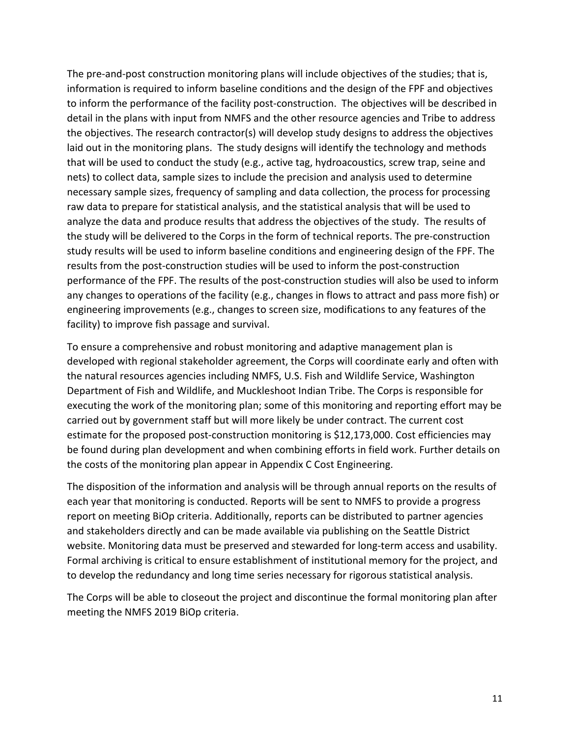The pre-and-post construction monitoring plans will include objectives of the studies; that is, information is required to inform baseline conditions and the design of the FPF and objectives to inform the performance of the facility post-construction. The objectives will be described in detail in the plans with input from NMFS and the other resource agencies and Tribe to address the objectives. The research contractor(s) will develop study designs to address the objectives laid out in the monitoring plans. The study designs will identify the technology and methods that will be used to conduct the study (e.g., active tag, hydroacoustics, screw trap, seine and nets) to collect data, sample sizes to include the precision and analysis used to determine necessary sample sizes, frequency of sampling and data collection, the process for processing raw data to prepare for statistical analysis, and the statistical analysis that will be used to analyze the data and produce results that address the objectives of the study. The results of the study will be delivered to the Corps in the form of technical reports. The pre-construction study results will be used to inform baseline conditions and engineering design of the FPF. The results from the post-construction studies will be used to inform the post-construction performance of the FPF. The results of the post-construction studies will also be used to inform any changes to operations of the facility (e.g., changes in flows to attract and pass more fish) or engineering improvements (e.g., changes to screen size, modifications to any features of the facility) to improve fish passage and survival.

To ensure a comprehensive and robust monitoring and adaptive management plan is developed with regional stakeholder agreement, the Corps will coordinate early and often with the natural resources agencies including NMFS, U.S. Fish and Wildlife Service, Washington Department of Fish and Wildlife, and Muckleshoot Indian Tribe. The Corps is responsible for executing the work of the monitoring plan; some of this monitoring and reporting effort may be carried out by government staff but will more likely be under contract. The current cost estimate for the proposed post-construction monitoring is $12,173,000. Cost efficiencies may be found during plan development and when combining efforts in field work. Further details on the costs of the monitoring plan appear in Appendix C Cost Engineering.

The disposition of the information and analysis will be through annual reports on the results of each year that monitoring is conducted. Reports will be sent to NMFS to provide a progress report on meeting BiOp criteria. Additionally, reports can be distributed to partner agencies and stakeholders directly and can be made available via publishing on the Seattle District website. Monitoring data must be preserved and stewarded for long-term access and usability. Formal archiving is critical to ensure establishment of institutional memory for the project, and to develop the redundancy and long time series necessary for rigorous statistical analysis.

The Corps will be able to closeout the project and discontinue the formal monitoring plan after meeting the NMFS 2019 BiOp criteria.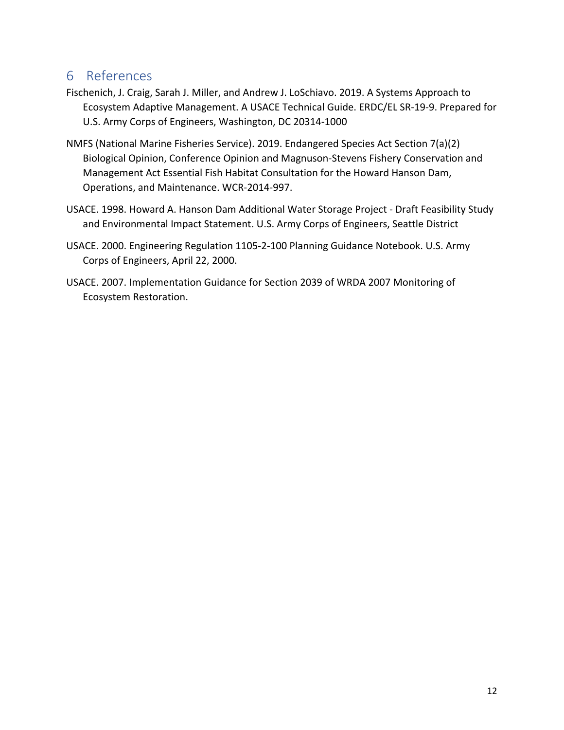# 6 References

Fischenich, J. Craig, Sarah J. Miller, and Andrew J. LoSchiavo. 2019. A Systems Approach to Ecosystem Adaptive Management. A USACE Technical Guide. ERDC/EL SR-19-9. Prepared for U.S. Army Corps of Engineers, Washington, DC 20314-1000

NMFS (National Marine Fisheries Service). 2019. Endangered Species Act Section 7(a)(2) Biological Opinion, Conference Opinion and Magnuson-Stevens Fishery Conservation and Management Act Essential Fish Habitat Consultation for the Howard Hanson Dam, Operations, and Maintenance. WCR-2014-997.

USACE. 1998. Howard A. Hanson Dam Additional Water Storage Project - Draft Feasibility Study and Environmental Impact Statement. U.S. Army Corps of Engineers, Seattle District

USACE. 2000. Engineering Regulation 1105-2-100 Planning Guidance Notebook. U.S. Army Corps of Engineers, April 22, 2000.

USACE. 2007. Implementation Guidance for Section 2039 of WRDA 2007 Monitoring of Ecosystem Restoration.